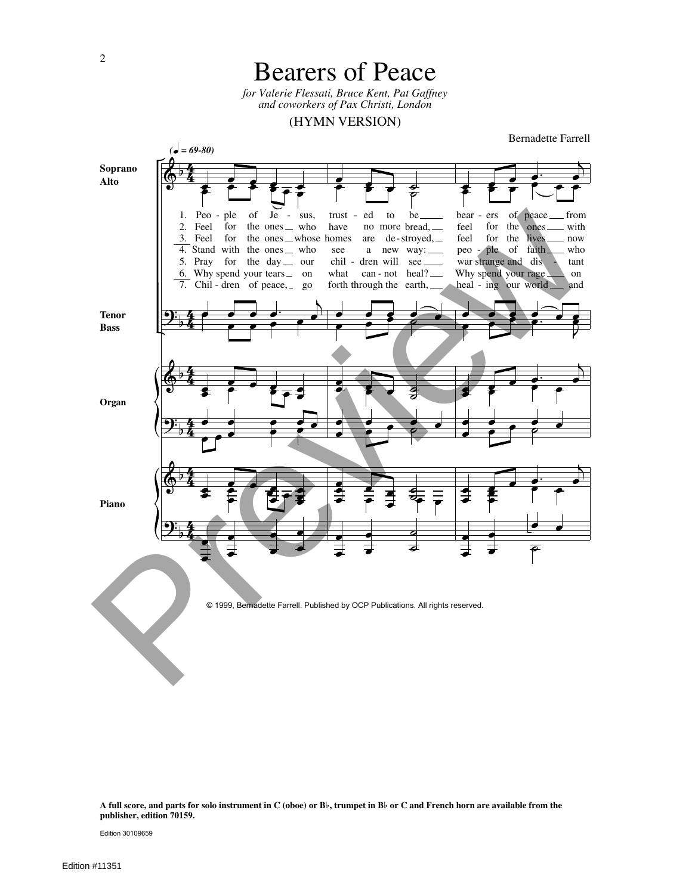# Bearers of Peace

*for Valerie Flessati, Bruce Kent, Pat Gaffney and coworkers of Pax Christi, London*

(HYMN VERSION)

Bernadette Farrell

(♩ = 69-80)

Soprano Alto

1. Peo - ple of Je - sus, trust - ed to be bear - ers of peace from
2. Feel for the ones who have no more bread, feel for the ones with
3. Feel for the ones whose homes are de - stroyed, feel for the lives now
4. Stand with the ones who see a new way: peo - ple of faith who
5. Pray for the day our chil - dren will see war strange and dis - tant
6. Why spend your tears on what can - not heal? Why spend your rage on
7. Chil - dren of peace, go forth through the earth, heal - ing our world and

Tenor Bass

Organ

Piano

© 1999, Bernadette Farrell. Published by OCP Publications. All rights reserved.

**A full score, and parts for solo instrument in C (oboe) or B♭, trumpet in B♭ or C and French horn are available from the publisher, edition 70159.**

Edition 30109659

Edition #11351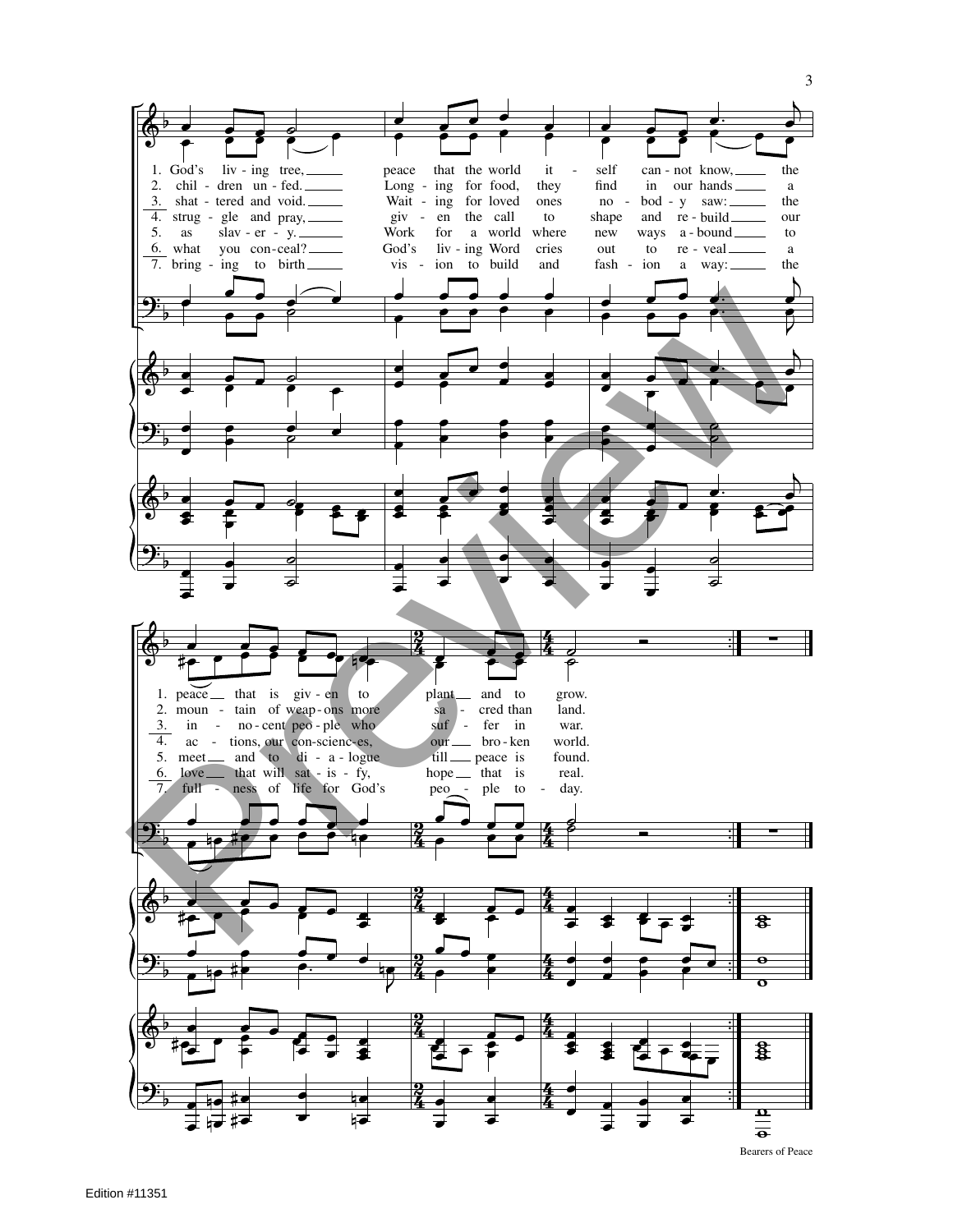1. God's living tree, peace that the world itself cannot know, the peace that is given to plant and to grow.
2. children unfed. Longing for food, they find in our hands a mountain of weapons more sacred than land.
3. shattered and void. Waiting for loved ones nobody saw: the innocent people who suffer in war.
4. struggle and pray, given the call to shape and rebuild our actions, our consciences, our broken world.
5. as slavery. Work for a world where new ways abound to meet and to dialogue till peace is found.
6. what you conceal? God's living Word cries out to reveal a love that will satisfy, hope that is real.
7. bringing to birth vision to build and fashion a way: the fullness of life for God's people today.

Bearers of Peace

Edition #11351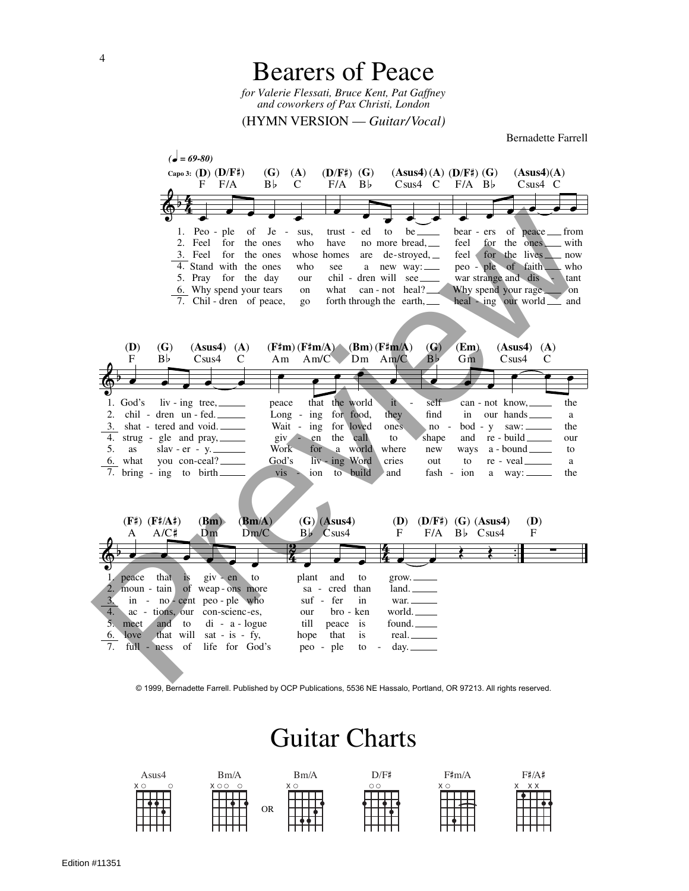# Bearers of Peace

*for Valerie Flessati, Bruce Kent, Pat Gaffney and coworkers of Pax Christi, London*

(HYMN VERSION — *Guitar/Vocal)*

Bernadette Farrell

1. People of Jesus, trusted to be bearers of peace from God's living tree, peace that the world itself cannot know, the peace that is given to plant and to grow.
2. Feel for the ones who have no more bread, feel for the ones with children unfed. Longing for food, they find in our hands a mountain of weapons more sacred than land.
3. Feel for the ones whose homes are destroyed, feel for the lives now shattered and void. Waiting for loved ones nobody saw: the innocent people who suffer in war.
4. Stand with the ones who see a new way: people of faith who struggle and pray, giv-en the call to shape and rebuild our actions, our consciences, our broken world.
5. Pray for the day our children will see war strange and distant as slavery. Work for a world where new ways abound to meet and to dialogue till peace is found.
6. Why spend your tears on what cannot heal? Why spend your rage on what you conceal? God's living Word cries out to reveal a love that will satisfy, hope that is real.
7. Children of peace, go forth through the earth, healing our world and bringing to birth vision to build and fashion a way: the fullness of life for God's people today.

© 1999, Bernadette Farrell. Published by OCP Publications, 5536 NE Hassalo, Portland, OR 97213. All rights reserved.

# Guitar Charts

Asus4 | Bm/A | Bm/A | D/F♯ | F♯m/A | F♯/A♯

Edition #11351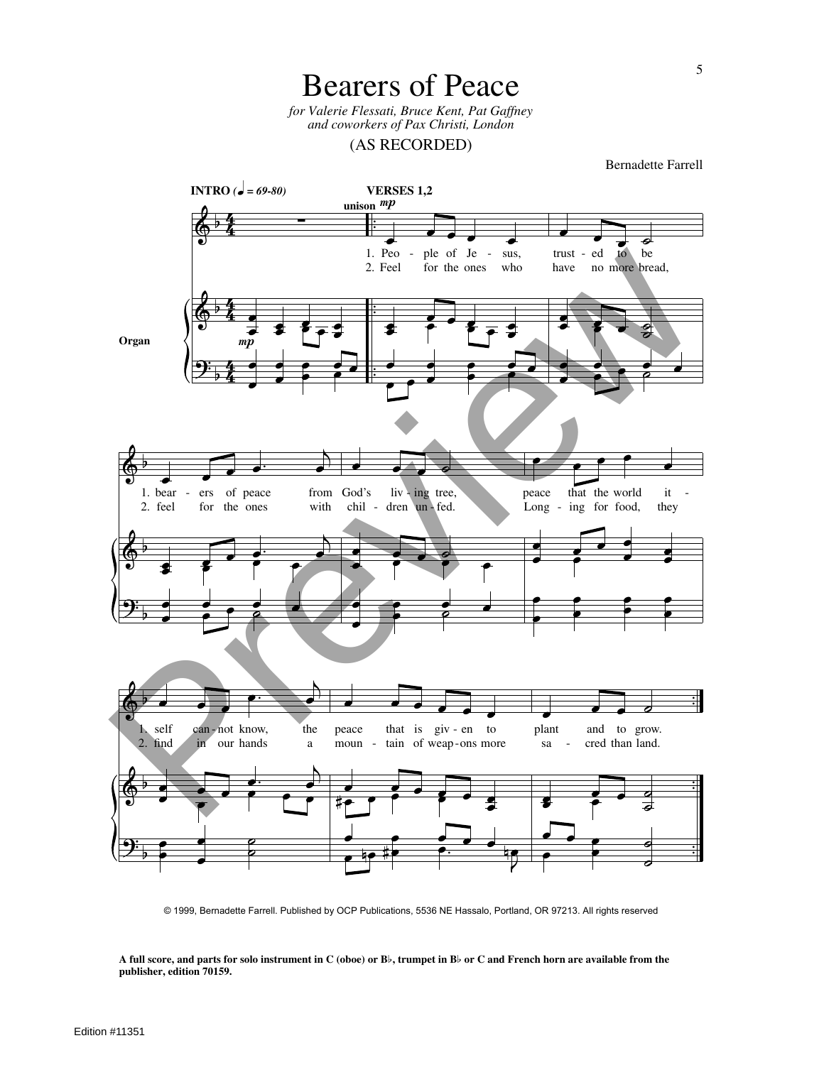# Bearers of Peace

*for Valerie Flessati, Bruce Kent, Pat Gaffney and coworkers of Pax Christi, London*

(AS RECORDED)

Bernadette Farrell

**INTRO** (♩ = 69-80) **VERSES 1,2**

unison *mp*

1. People of Jesus, trusted to be bearers of peace from God's living tree, peace that the world itself cannot know, the peace that is given to plant and to grow.

2. Feel for the ones who have no more bread, feel for the ones with children unfed. Longing for food, they find in our hands a mountain of weapons more sacred than land.

Organ

© 1999, Bernadette Farrell. Published by OCP Publications, 5536 NE Hassalo, Portland, OR 97213. All rights reserved

**A full score, and parts for solo instrument in C (oboe) or B♭, trumpet in B♭ or C and French horn are available from the publisher, edition 70159.**

Edition #11351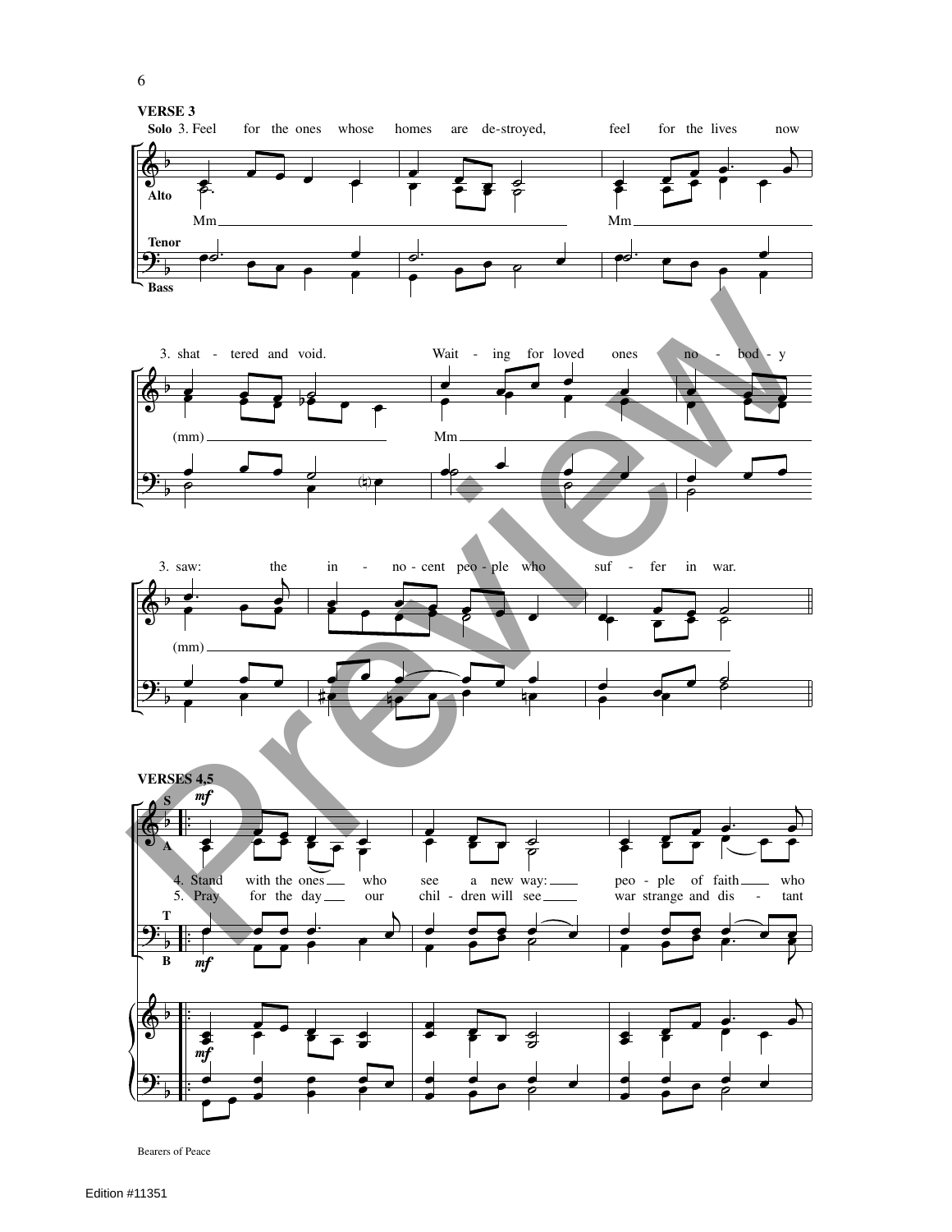**VERSE 3**

Solo 3. Feel for the ones whose homes are de-stroyed, feel for the lives now

Alto: Mm — Mm —

Tenor / Bass

3. shat - tered and void. Wait - ing for loved ones no - bod - y

(mm) — Mm —

3. saw: the in - no - cent peo - ple who suf - fer in war.

(mm) —

**VERSES 4,5**

S / A *mf*

4. Stand with the ones who see a new way: peo - ple of faith who
5. Pray for the day our chil - dren will see war strange and dis - tant

T / B *mf*

*mf*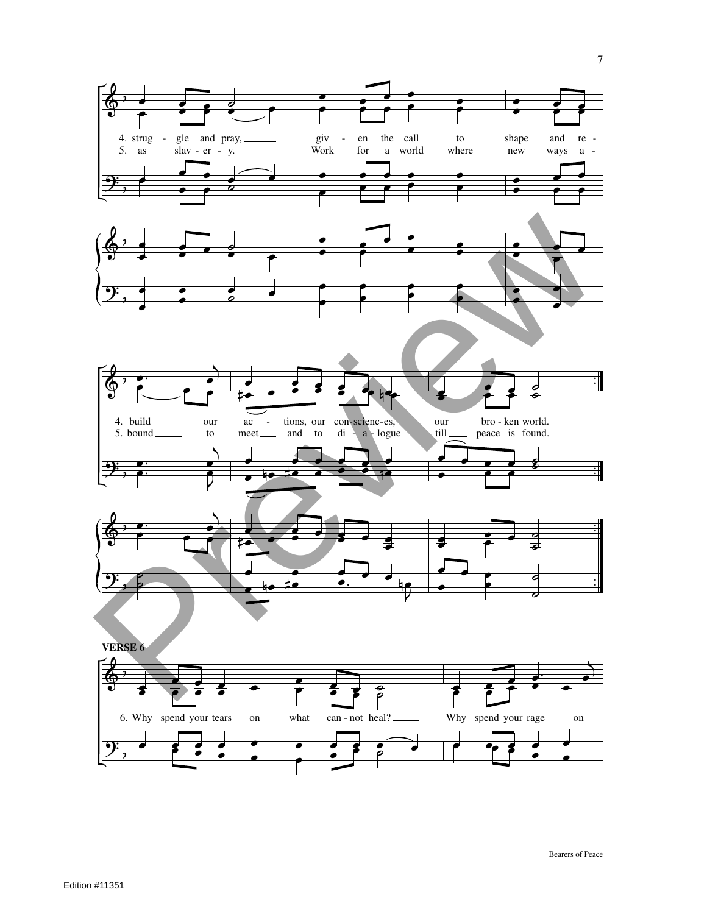4. strug - gle and pray, ___ giv - en the call to shape and re -
5. as slav - er - y. ___ Work for a world where new ways a -

4. build ___ our ac - tions, our con-scienc-es, our ___ bro - ken world.
5. bound ___ to meet ___ and to di - a - logue till ___ peace is found.

**VERSE 6**

6. Why spend your tears on what can - not heal? ___ Why spend your rage on

Bearers of Peace

Edition #11351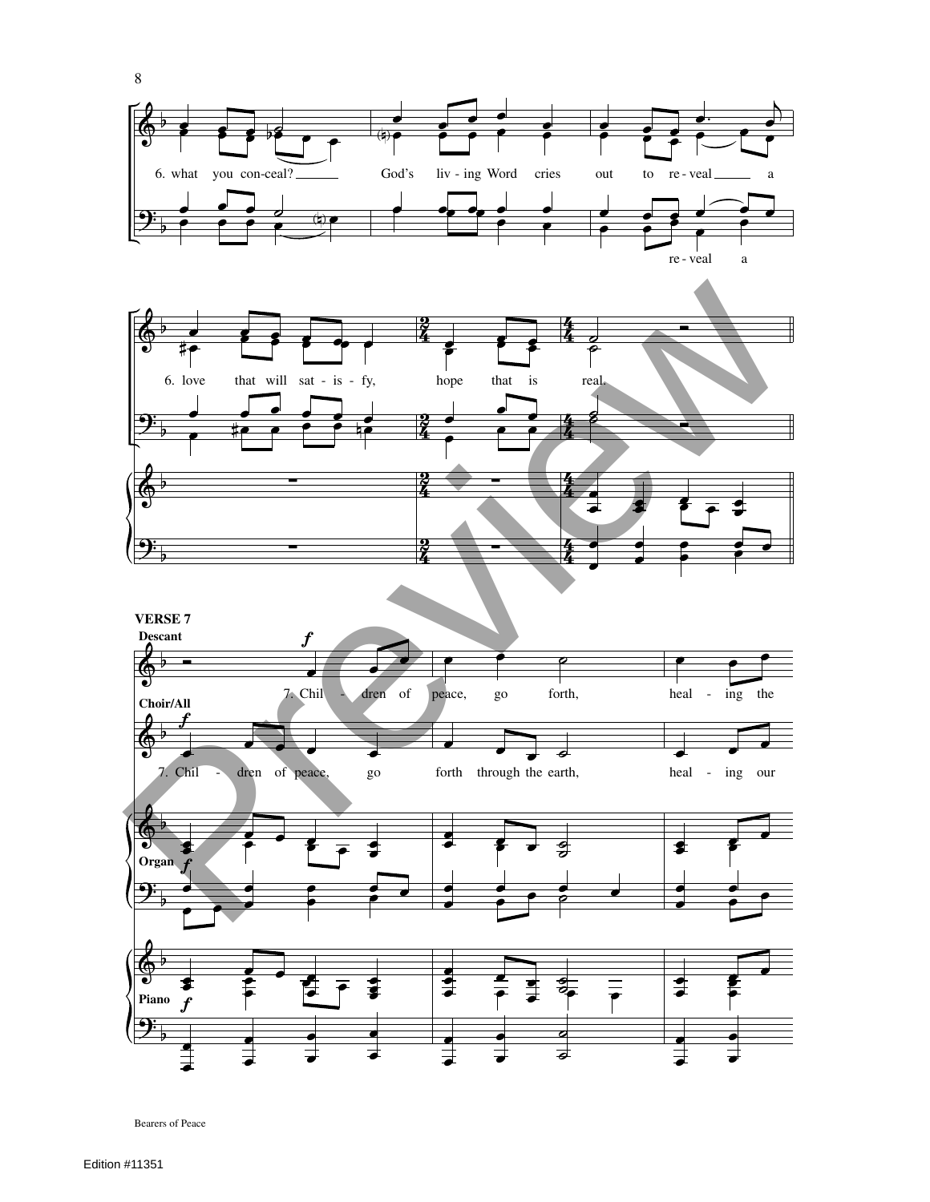6. what you con-ceal? God's liv-ing Word cries out to re-veal a

re-veal a

6. love that will sat-is-fy, hope that is real.

**VERSE 7**

Descant

*f*

7. Chil - dren of peace, go forth, heal - ing the

Choir/All

*f*

7. Chil - dren of peace, go forth through the earth, heal - ing our

Organ

*f*

Piano

*f*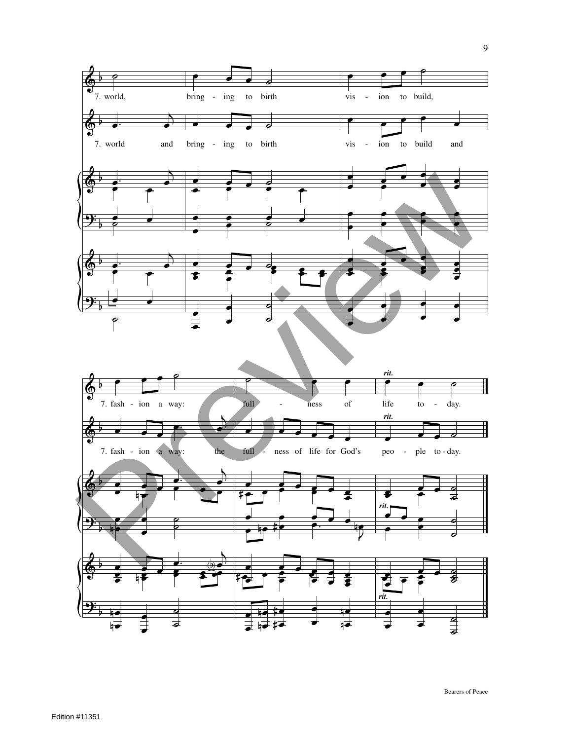7. world, bring - ing to birth vis - ion to build,

7. world and bring - ing to birth vis - ion to build and

*rit.*

7. fash - ion a way: full - ness of life to - day.

*rit.*

7. fash - ion a way: the full - ness of life for God's peo - ple to - day.

*rit.*

*rit.*

Preview

Bearers of Peace

Edition #11351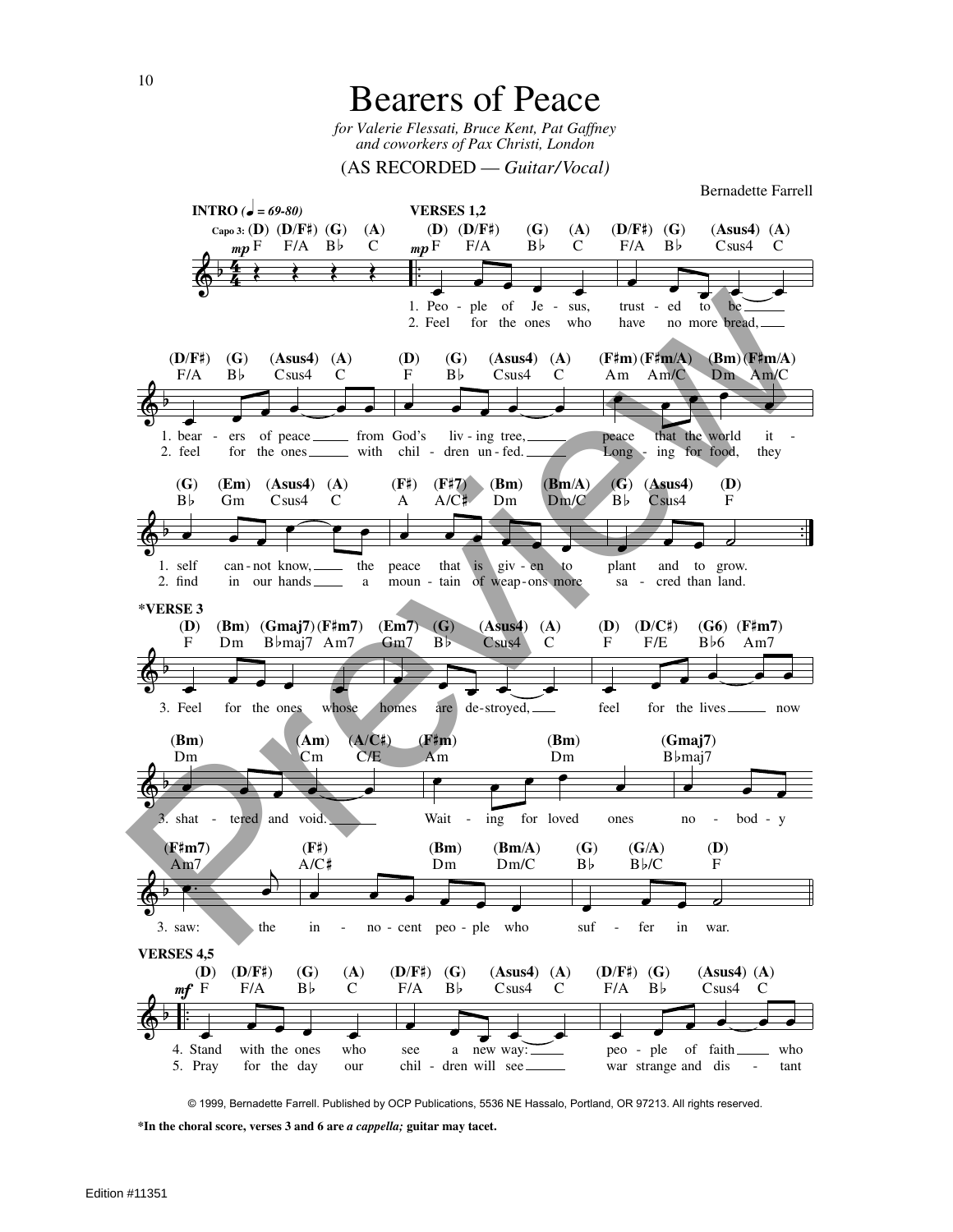# Bearers of Peace

*for Valerie Flessati, Bruce Kent, Pat Gaffney and coworkers of Pax Christi, London*

(AS RECORDED — *Guitar/Vocal)*

Bernadette Farrell

**INTRO** (♩ = 69-80)

**VERSES 1,2**

1. People of Jesus, trusted to be bearers of peace from God's living tree, peace that the world itself cannot know, the peace that is given to plant and to grow.
2. Feel for the ones who have no more bread, feel for the ones with children unfed. Longing for food, they find in our hands a mountain of weapons more sacred than land.

**\*VERSE 3**

3. Feel for the ones whose homes are destroyed, feel for the lives now shattered and void. Waiting for loved ones nobody saw: the innocent people who suffer in war.

**VERSES 4,5**

4. Stand with the ones who see a new way: people of faith who
5. Pray for the day our children will see war strange and distant

© 1999, Bernadette Farrell. Published by OCP Publications, 5536 NE Hassalo, Portland, OR 97213. All rights reserved.

**\*In the choral score, verses 3 and 6 are *a cappella;* guitar may tacet.**

Edition #11351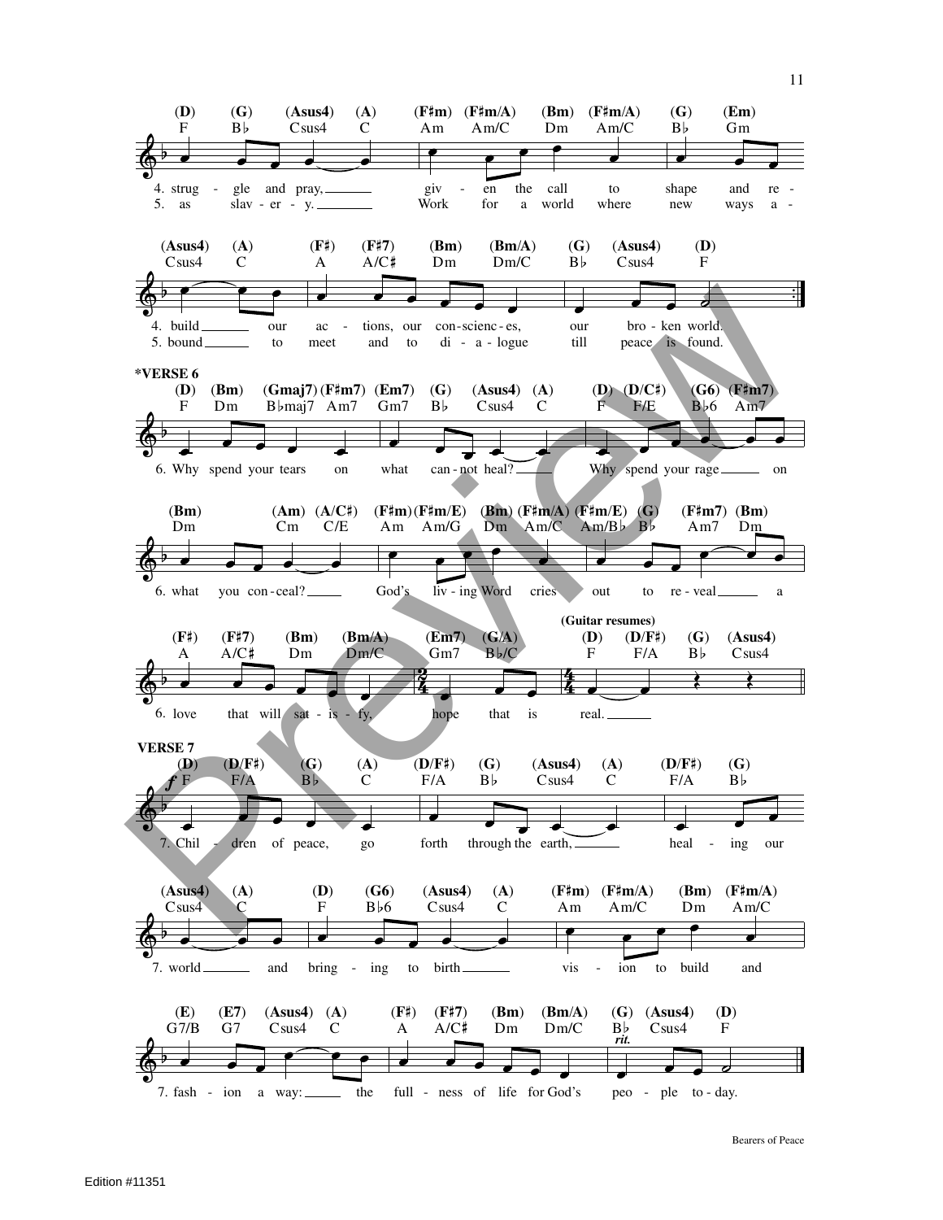4. struggle and pray, given the call to shape and rebuild our actions, our consciences, our broken world.

5. as slavery. Work for a world where new ways abound to meet and to dialogue till peace is found.

**\*VERSE 6**

6. Why spend your tears on what cannot heal? Why spend your rage on what you conceal? God's living Word cries out to reveal a love that will satisfy, hope that is real.

(Guitar resumes)

**VERSE 7**

7. Children of peace, go forth through the earth, healing our world and bringing to birth vision to build and fashion a way: the fullness of life for God's people today.

*rit.*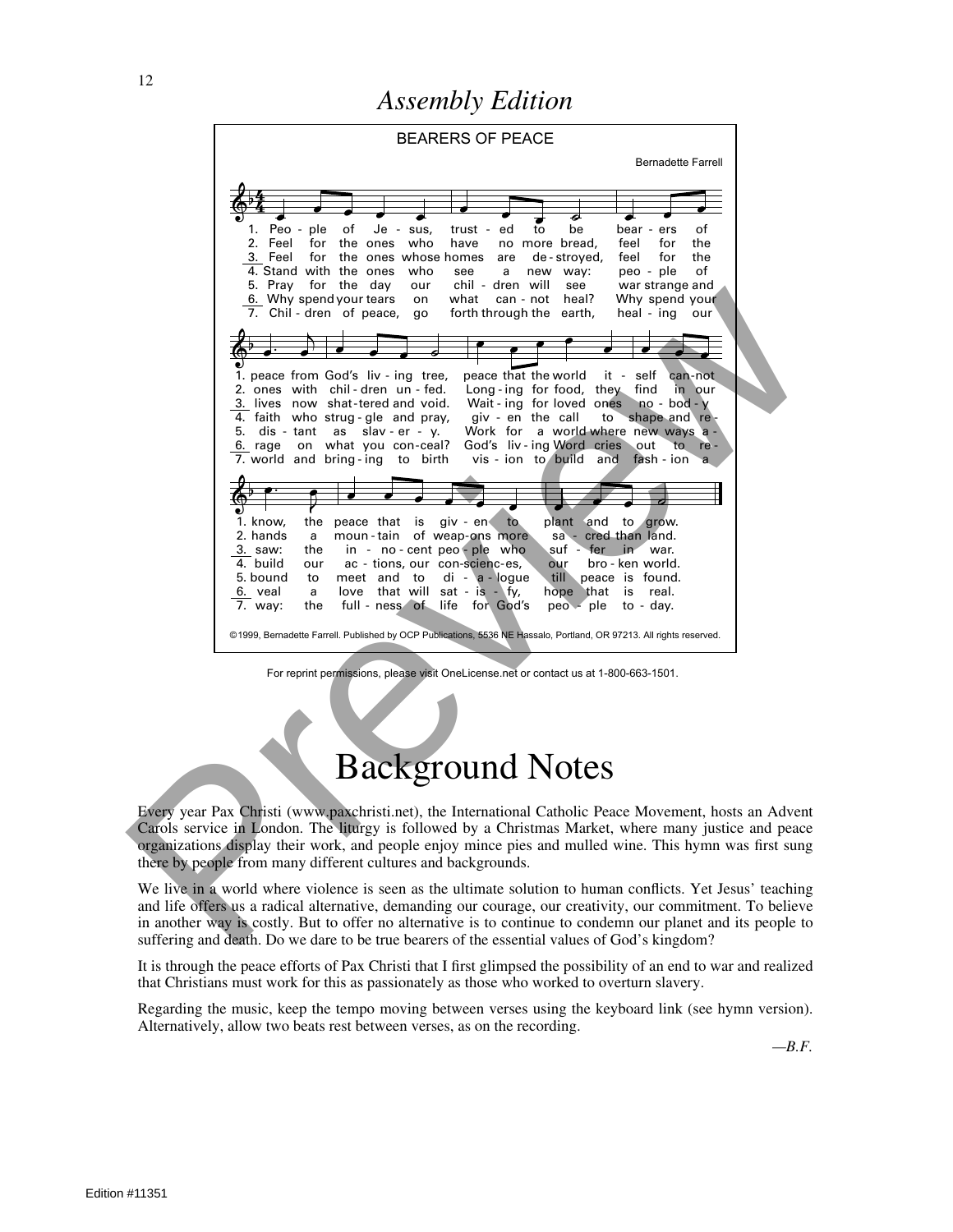# Assembly Edition

BEARERS OF PEACE

Bernadette Farrell

1. People of Jesus, trusted to be bearers of peace from God's living tree, peace that the world itself cannot know, the peace that is given to plant and to grow.
2. Feel for the ones who have no more bread, feel for the ones with children unfed. Longing for food, they find in our hands a mountain of weapons more sacred than land.
3. Feel for the ones whose homes are destroyed, feel for the lives now shattered and void. Waiting for loved ones nobody saw: the innocent people who suffer in war.
4. Stand with the ones who see a new way: people of faith who struggle and pray, given the call to shape and rebuild our actions, our consciences, our broken world.
5. Pray for the day our children will see war strange and distant as slavery. Work for a world where new ways abound to meet and to dialogue till peace is found.
6. Why spend your tears on what cannot heal? Why spend your rage on what you conceal? God's living Word cries out to reveal a love that will satisfy, hope that is real.
7. Children of peace, go forth through the earth, healing our world and bringing to birth vision to build and fashion a way: the fullness of life for God's people today.

©1999, Bernadette Farrell. Published by OCP Publications, 5536 NE Hassalo, Portland, OR 97213. All rights reserved.

For reprint permissions, please visit OneLicense.net or contact us at 1-800-663-1501.

# Background Notes

Every year Pax Christi (www.paxchristi.net), the International Catholic Peace Movement, hosts an Advent Carols service in London. The liturgy is followed by a Christmas Market, where many justice and peace organizations display their work, and people enjoy mince pies and mulled wine. This hymn was first sung there by people from many different cultures and backgrounds.

We live in a world where violence is seen as the ultimate solution to human conflicts. Yet Jesus' teaching and life offers us a radical alternative, demanding our courage, our creativity, our commitment. To believe in another way is costly. But to offer no alternative is to continue to condemn our planet and its people to suffering and death. Do we dare to be true bearers of the essential values of God's kingdom?

It is through the peace efforts of Pax Christi that I first glimpsed the possibility of an end to war and realized that Christians must work for this as passionately as those who worked to overturn slavery.

Regarding the music, keep the tempo moving between verses using the keyboard link (see hymn version). Alternatively, allow two beats rest between verses, as on the recording.

*—B.F.*

Edition #11351